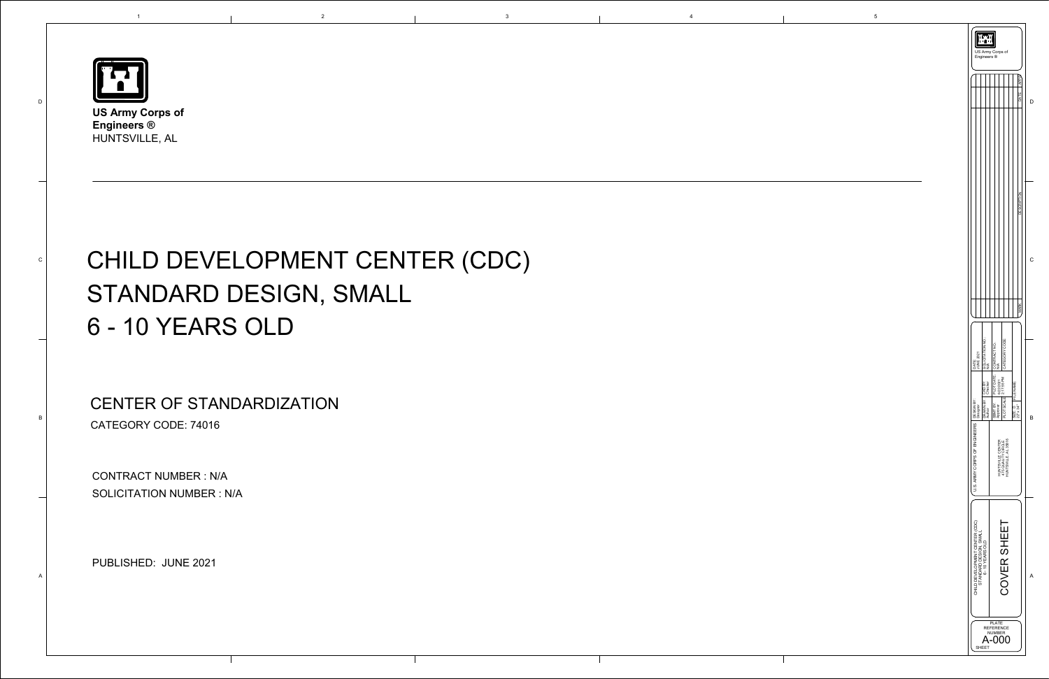**US Army Corps of Engineers ®**
HUNTSVILLE, AL

# CHILD DEVELOPMENT CENTER (CDC)
# STANDARD DESIGN, SMALL
# 6 - 10 YEARS OLD

## CENTER OF STANDARDIZATION

CATEGORY CODE: 74016

CONTRACT NUMBER : N/A

SOLICITATION NUMBER : N/A

PUBLISHED: JUNE 2021

US Army Corps of Engineers ®

U.S. ARMY CORPS OF ENGINEERS
HUNTSVILLE CENTER
4820 UNIVERSITY SQUARE
HUNTSVILLE, AL 35816

DATE: JUNE 2021
SOLICITATION NO.: N/A
CONTRACT NO.: N/A
CATEGORY CODE:

CHILD DEVELOPMENT CENTER (CDC)
STANDARD DESIGN, SMALL
6 - 10 YEARS OLD

COVER SHEET

PLATE REFERENCE NUMBER
A-000
SHEET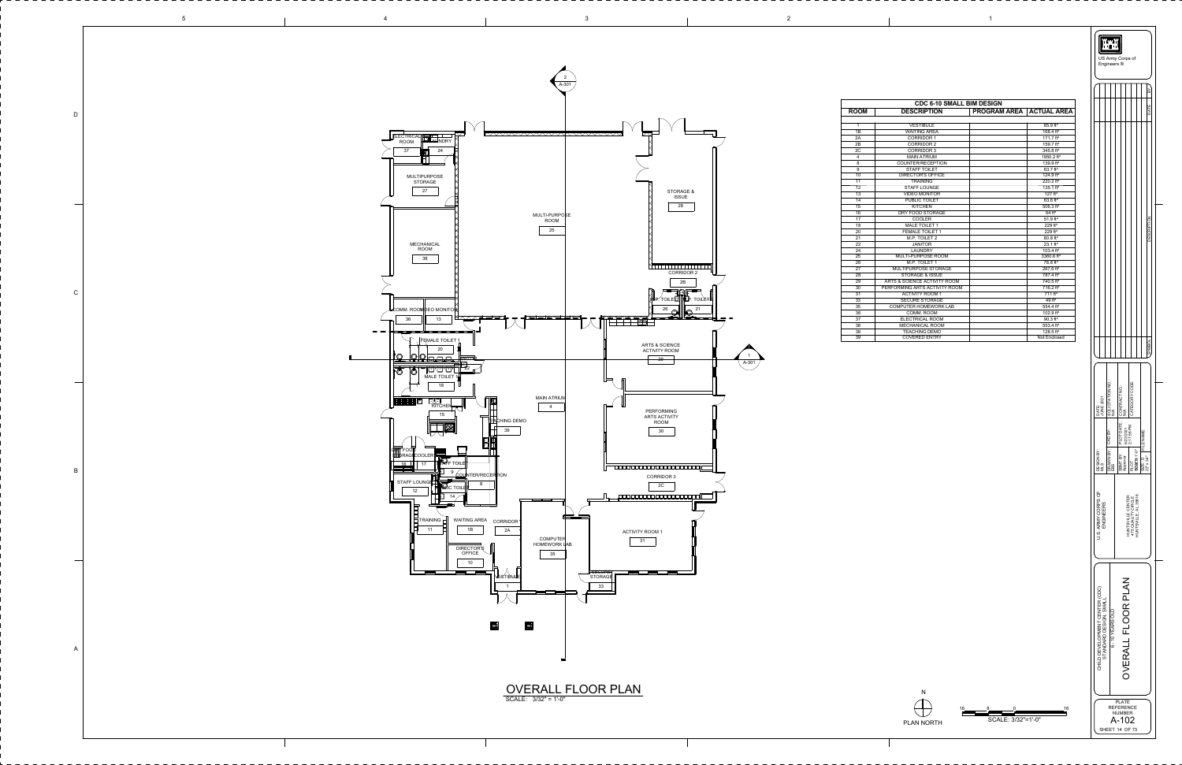# OVERALL FLOOR PLAN

SCALE: 3/32" = 1'-0"

| CDC 6-10 SMALL BIM DESIGN | | | |
|---|---|---|---|
| ROOM | DESCRIPTION | PROGRAM AREA | ACTUAL AREA |
| 1 | VESTIBULE | | 65.9 ft² |
| 1B | WAITING AREA | | 168.4 ft² |
| 2A | CORRIDOR 1 | | 171.7 ft² |
| 2B | CORRIDOR 2 | | 159.7 ft² |
| 2C | CORRIDOR 3 | | 345.8 ft² |
| 4 | MAIN ATRIUM | | 1950.2 ft² |
| 8 | COUNTER/RECEPTION | | 139.9 ft² |
| 9 | STAFF TOILET | | 63.7 ft² |
| 10 | DIRECTOR'S OFFICE | | 124.9 ft² |
| 11 | TRAINING | | 220.2 ft² |
| 12 | STAFF LOUNGE | | 135.1 ft² |
| 13 | VIDEO MONITOR | | 127 ft² |
| 14 | PUBLIC TOILET | | 63.6 ft² |
| 15 | KITCHEN | | 506.3 ft² |
| 16 | DRY FOOD STORAGE | | 54 ft² |
| 17 | COOLER | | 51.9 ft² |
| 18 | MALE TOILET 1 | | 229 ft² |
| 20 | FEMALE TOILET 1 | | 229 ft² |
| 21 | M.P. TOILET 2 | | 80.6 ft² |
| 22 | JANITOR | | 23.1 ft² |
| 24 | LAUNDRY | | 103.4 ft² |
| 25 | MULTI-PURPOSE ROOM | | 3360.6 ft² |
| 26 | M.P. TOILET 1 | | 76.6 ft² |
| 27 | MULTIPURPOSE STORAGE | | 287.8 ft² |
| 28 | STORAGE & ISSUE | | 787.4 ft² |
| 29 | ARTS & SCIENCE ACTIVITY ROOM | | 740.5 ft² |
| 30 | PERFORMING ARTS ACTIVITY ROOM | | 716.2 ft² |
| 31 | ACTIVITY ROOM 1 | | 711 ft² |
| 33 | SECURE STORAGE | | 49 ft² |
| 35 | COMPUTER HOMEWORK LAB | | 554.4 ft² |
| 36 | COMM. ROOM | | 102.9 ft² |
| 37 | ELECTRICAL ROOM | | 90.5 ft² |
| 38 | MECHANICAL ROOM | | 553.4 ft² |
| 39 | TEACHING DEMO | | 128.5 ft² |
| 39 | COVERED ENTRY | | Not Enclosed |

PLAN NORTH

SCALE: 3/32"=1'-0"

US Army Corps of Engineers ®

U.S. ARMY CORPS OF ENGINEERS

HUNTSVILLE CENTER
4820 UNIVERSITY SQUARE
HUNTSVILLE, AL 35816

CHILD DEVELOPMENT CENTER (CDC)
STANDARD DESIGN SMALL
6 - 10 YEARS OLD

OVERALL FLOOR PLAN

PLATE REFERENCE NUMBER
A-102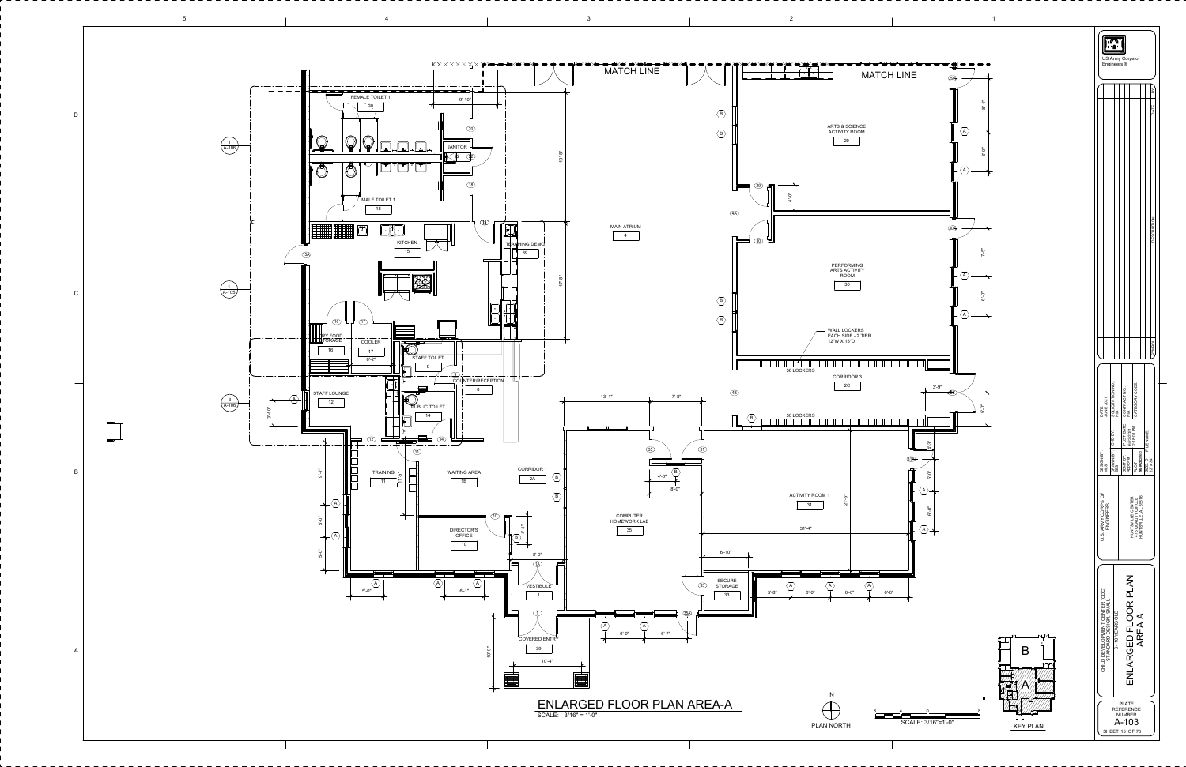# ENLARGED FLOOR PLAN AREA-A

SCALE: 3/16" = 1'-0"

MATCH LINE

MATCH LINE

FEMALE TOILET 1 — 20

JANITOR — 22

MALE TOILET 1 — 18

KITCHEN — 15

TEACHING DEMO — 39

DRY FOOD STORAGE — 16

COOLER — 17

STAFF TOILET — 9

COUNTER/RECEPTION — 8

STAFF LOUNGE — 12

PUBLIC TOILET — 14

TRAINING — 11

WAITING AREA — 1B

CORRIDOR 1 — 2A

DIRECTOR'S OFFICE — 10

VESTIBULE — 1

COVERED ENTRY — 39

MAIN ATRIUM — 4

COMPUTER HOMEWORK LAB — 35

SECURE STORAGE — 33

ACTIVITY ROOM 1 — 31

ARTS & SCIENCE ACTIVITY ROOM — 29

PERFORMING ARTS ACTIVITY ROOM — 30

CORRIDOR 3 — 2C

WALL LOCKERS EACH SIDE - 2 TIER 12"W X 15"D

56 LOCKERS

50 LOCKERS

PLAN NORTH

SCALE: 3/16"=1'-0"

KEY PLAN

US Army Corps of Engineers ®

| DESIGN BY: | DATE: |
|---|---|
| DRAWN BY: | SOLICITATION NO.: |
| SBMT BY: | PLOT DATE: | CONTRACT NO.: |
| SIZE: D 22" x 34" | FILE NAME: | CATEGORY CODE: |

U.S. ARMY CORPS OF ENGINEERS

HUNTSVILLE CENTER
4820 UNIVERSITY SQUARE
HUNTSVILLE, AL 35816

CHILD DEVELOPMENT CENTER (CDC)
STANDARD DESIGN, SMALL
6 - 10 YEARS OLD

ENLARGED FLOOR PLAN AREA A

PLATE REFERENCE NUMBER
A-103
SHEET 15 OF 73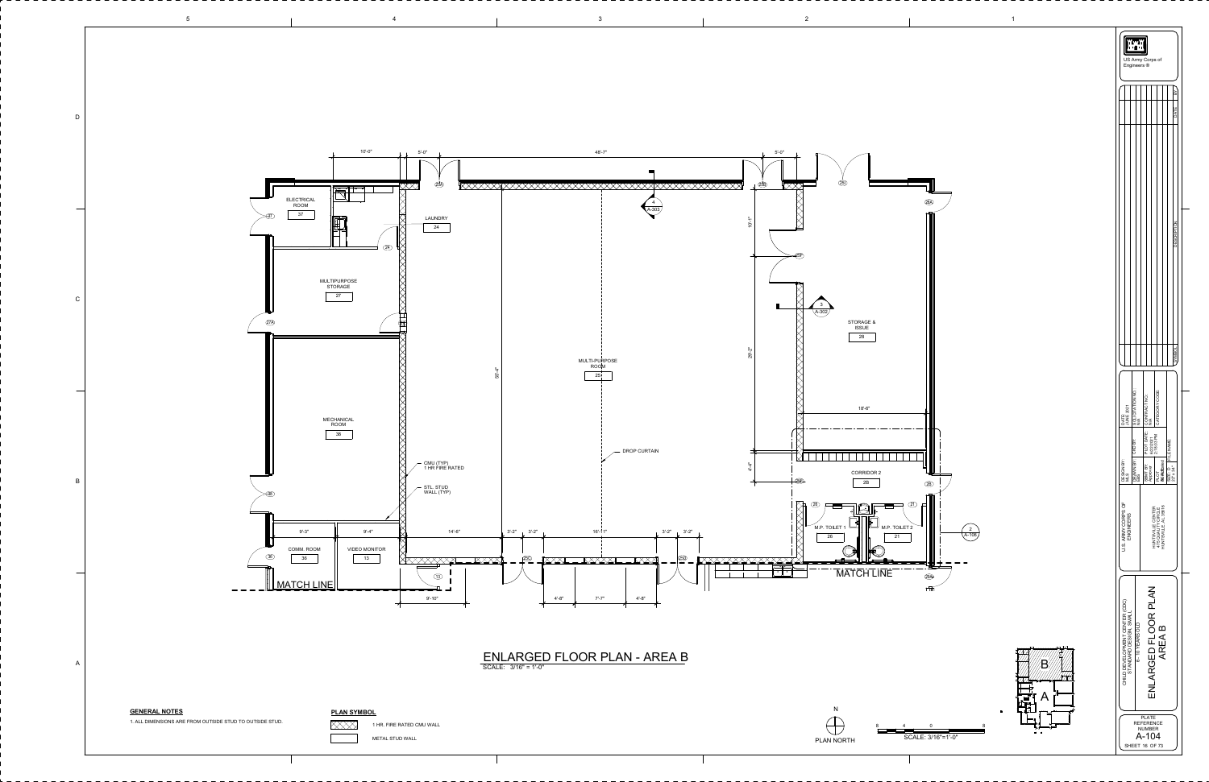# ENLARGED FLOOR PLAN - AREA B

SCALE: 3/16" = 1'-0"

ELECTRICAL ROOM 37

LAUNDRY 24

MULTIPURPOSE STORAGE 27

MECHANICAL ROOM 38

COMM. ROOM 36

VIDEO MONITOR 13

MULTI-PURPOSE ROOM 25

STORAGE & ISSUE 28

CORRIDOR 2 2B

M.P. TOILET 1 26

M.P. TOILET 2 21

CMU (TYP) 1 HR FIRE RATED

STL. STUD WALL (TYP)

DROP CURTAIN

MATCH LINE

MATCH LINE

## GENERAL NOTES

1. ALL DIMENSIONS ARE FROM OUTSIDE STUD TO OUTSIDE STUD.

## PLAN SYMBOL

- 1 HR. FIRE RATED CMU WALL
- METAL STUD WALL

PLAN NORTH

SCALE: 3/16"=1'-0"

US Army Corps of Engineers

U.S. ARMY CORPS OF ENGINEERS

HUNTSVILLE CENTER
4820 UNIVERSITY SQUARE
HUNTSVILLE, AL 35816

CHILD DEVELOPMENT CENTER (CDC) STANDARD DESIGN, SMALL 6 - 10 YEARS OLD

ENLARGED FLOOR PLAN AREA B

PLATE REFERENCE NUMBER
A-104
SHEET 16 OF 73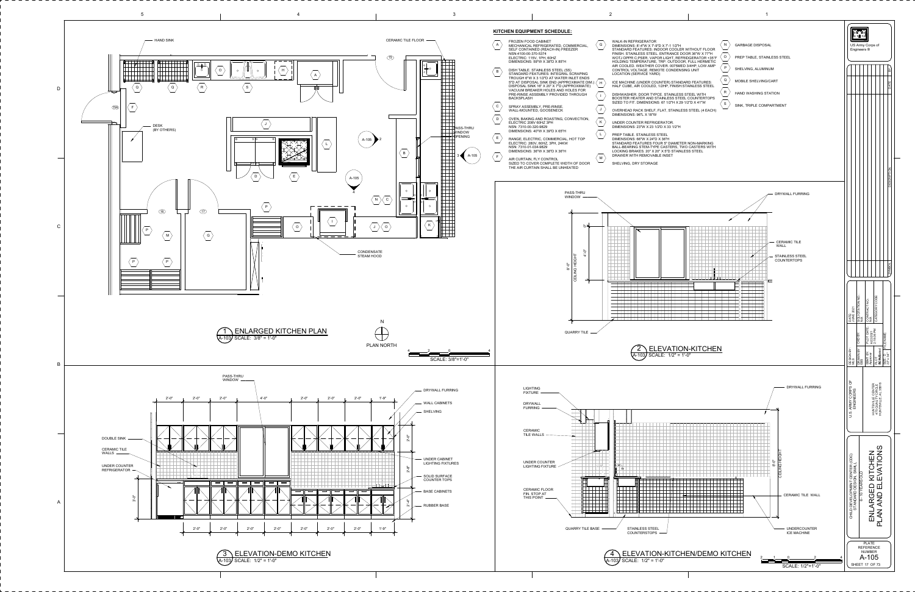## KITCHEN EQUIPMENT SCHEDULE:

- **A** FROZEN FOOD CABINET MECHANICAL REFRIGERATED, COMMERCIAL, SELF CONTAINED (REACH-IN) FREEZER NSN:4100-00-370-5374 ELECTRIC: 115V, 1PH, 60HZ DIMENSIONS: 59"W X 38"D X 85"H
- **B** DISH TABLE, STAINLESS STEEL (SS) STANDARD FEATURES: INTEGRAL SCRAPING TROUGH 6"W X 3 1/2"D AT WATER INLET ENDS 5"D AT DISPOSAL SINK END (APPROXIMATE DIM.) DISPOSAL SINK 18" X 20" X 7"D (APPROXIMATE) VACUUM BREAKER HOLES AND HOLES FOR PRE-RINSE ASSEMBLY PROVIDED THROUGH BACKSPLASH
- **C** SPRAY ASSEMBLY, PRE-RINSE, WALL-MOUNTED, GOOSENECK
- **D** OVEN, BAKING AND ROASTING, CONVECTION, ELECTRIC 208V 60HZ 3PH NSN: 7310-00-320-9829 DIMENSIONS: 40"W X 39"D X 65"H
- **E** RANGE, ELECTRIC, COMMERCIAL, HOT TOP ELECTRIC: 280V, 60HZ, 3PH, 24KW NSN: 7310-01-034-9829 DIMENSIONS: 36"W X 38"D X 36"H
- **F** AIR CURTAIN, FLY CONTROL SIZED TO COVER COMPLETE WIDTH OF DOOR THE AIR CURTAIN SHALL BE UNHEATED
- **G** WALK-IN REFRIGERATOR DIMENSIONS: 8'-4"W X 7'-9"D X 7'-1 1/2"H STANDARD FEATURES: INDOOR COOLER WITHOUT FLOOR FINISH: STAINLESS STEEL ENTRANCE DOOR 36"W X 77"H W/OTJ DPPR C.PSER. VAPOR LIGHT, REFRIDGERATOR +35°F HOLDING TEMPERATURE; TRP, OUTDOOR, FULL HERMETIC AIR COOLED. WEATHER COVER. 0075MED 3/4HP, LOW AMP CONTROL VOLTAGE. REMOTE CONDENSING UNIT LOCATION (SERVICE YARD)
- **H** ICE MACHINE (UNDER COUNTER) STANDARD FEATURES: HALF CUBE, AIR COOLED, 1/2HP, FINISH STAINLESS STEEL
- **I** DISHWASHER. DOOR TYPCE. STAINLESS STEEL WITH BOOSTER HEATER AND STAINLESS STEEL COUNTERTOPS SIZED TO FIT. DIMENSIONS: 67 1/2"H X 29 1/2"D X 41"W
- **J** OVERHEAD RACK SHELF, FLAT, STAINLESS STEEL (4 EACH) DIMENSIONS: 96"L X 18"W
- **K** UNDER COUNTER REFRIGERATOR. DIMENSIONS: 23"W X 23 1/2"D X 33 1/2"H
- **L** PREP TABLE. STAINLESS STEEL DIMENSIONS: 66"W X 24"D X 36"H STANDARD FEATURES FOUR 5" DIAMETER NON-MARKING BALL-BEARING STEM-TYPE CASTERS, TWO CASTERS WITH LOCKING BRAKES. 20" X 20" X 5"D STAINLESS STEEL DRAWER WITH REMOVABLE INSET
- **M** SHELVING, DRY STORAGE
- **N** GARBAGE DISPOSAL
- **O** PREP TABLE, STAINLESS STEEL
- **P** SHELVING, ALUMINUM
- **Q** MOBILE SHELVING/CART
- **R** HAND WASHING STATION
- **S** SINK, TRIPLE COMPARTMENT

HAND SINK
CERAMIC TILE FLOOR
DESK (BY OTHERS)
PASS-THRU WINDOW OPENING
CONDENSATE STEAM HOOD

### 1 ENLARGED KITCHEN PLAN
A-103 SCALE: 3/8" = 1'-0"

PLAN NORTH
SCALE: 3/8"=1'-0"

PASS-THRU WINDOW
DRYWALL FURRING
CERAMIC TILE WALL
STAINLESS STEEL COUNTERTOPS
QUARRY TILE
8'-0" CEILING HEIGHT
4'-0"

### 2 ELEVATION-KITCHEN
A-103 SCALE: 1/2" = 1'-0"

PASS-THRU WINDOW
DOUBLE SINK
CERAMIC TILE WALLS
UNDER COUNTER REFRIGERATOR
DRYWALL FURRING
WALL CABINETS
SHELVING
UNDER CABINET LIGHTING FIXTURES
SOLID SURFACE COUNTER TOPS
BASE CABINETS
RUBBER BASE

### 3 ELEVATION-DEMO KITCHEN
A-103 SCALE: 1/2" = 1'-0"

LIGHTING FIXTURE
DRYWALL FURRING
CERAMIC TILE WALLS
UNDER COUNTER LIGHTING FIXTURE
CERAMIC FLOOR FIN. STOP AT THIS POINT
QUARRY TILE BASE
STAINLESS STEEL COUNTERTOPS
DRYWALL FURRING
8'-0" CEILING HEIGHT
CERAMIC TILE WALL
UNDERCOUNTER ICE MACHINE

### 4 ELEVATION-KITCHEN/DEMO KITCHEN
A-103 SCALE: 1/2" = 1'-0"

SCALE: 1/2"=1'-0"

US Army Corps of Engineers ®

U.S. ARMY CORPS OF ENGINEERS
HUNTSVILLE CENTER
4820 UNIVERSITY SQUARE
HUNTSVILLE, AL 35816

CHILD DEVELOPMENT CENTER (CDC) STANDARD DESIGN: SMALL

ENLARGED KITCHEN PLAN AND ELEVATIONS

PLATE REFERENCE NUMBER
A-105
SHEET 17 OF 73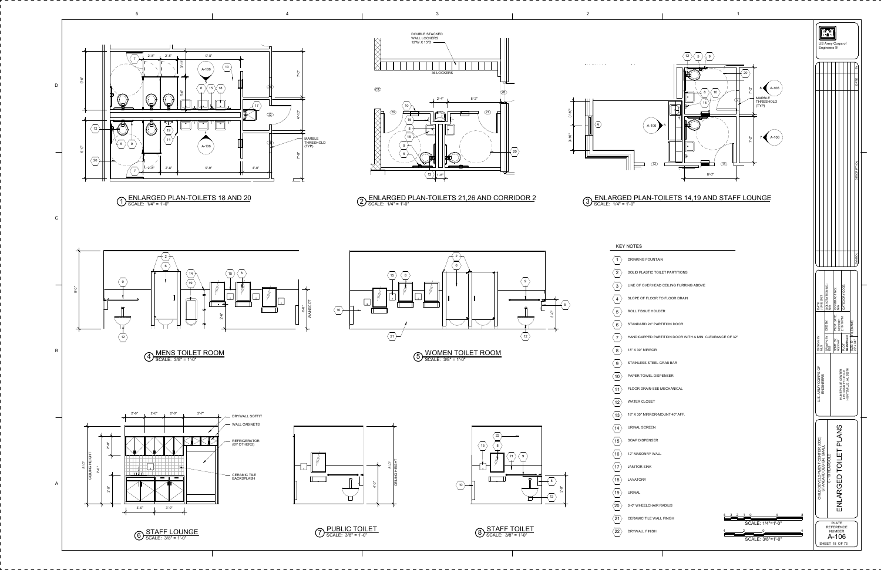## 1 ENLARGED PLAN-TOILETS 18 AND 20
SCALE: 1/4" = 1'-0"

## 2 ENLARGED PLAN-TOILETS 21,26 AND CORRIDOR 2
SCALE: 1/4" = 1'-0"

DOUBLE STACKED WALL LOCKERS 12"W X 15"D

36 LOCKERS

## 3 ENLARGED PLAN-TOILETS 14,19 AND STAFF LOUNGE
SCALE: 1/4" = 1'-0"

MARBLE THRESHOLD (TYP)

## 4 MENS TOILET ROOM
SCALE: 3/8" = 1'-0"

## 5 WOMEN TOILET ROOM
SCALE: 3/8" = 1'-0"

## 6 STAFF LOUNGE
SCALE: 3/8" = 1'-0"

- DRYWALL SOFFIT
- WALL CABINETS
- REFRIGERATOR (BY OTHERS)
- CERAMIC TILE BACKSPLASH

## 7 PUBLIC TOILET
SCALE: 3/8" = 1'-0"

## 8 STAFF TOILET
SCALE: 3/8" = 1'-0"

### KEY NOTES

1. DRINKING FOUNTAIN
2. SOLID PLASTIC TOILET PARTITIONS
3. LINE OF OVERHEAD CEILING FURRING ABOVE
4. SLOPE OF FLOOR TO FLOOR DRAIN
5. ROLL TISSUE HOLDER
6. STANDARD 24" PARTITION DOOR
7. HANDICAPPED PARTITION DOOR WITH A MIN. CLEARANCE OF 32"
8. 18" X 30" MIRROR
9. STAINLESS STEEL GRAB BAR
10. PAPER TOWEL DISPENSER
11. FLOOR DRAIN-SEE MECHANICAL
12. WATER CLOSET
13. 18" X 30" MIRROR-MOUNT 40" AFF.
14. URINAL SCREEN
15. SOAP DISPENSER
16. 12" MASONRY WALL
17. JANITOR SINK
18. LAVATORY
19. URINAL
20. 5'-0" WHEELCHAIR RADIUS
21. CERAMIC TILE WALL FINISH
22. DRYWALL FINISH

SCALE: 1/4"=1'-0"

SCALE: 3/8"=1'-0"

US Army Corps of Engineers ®

U.S. ARMY CORPS OF ENGINEERS

HUNTSVILLE CENTER
4820 UNIVERSITY SQUARE
HUNTSVILLE, AL 35816

CHILD DEVELOPMENT CENTER (CDC) STANDARD DESIGN, SMALL

# ENLARGED TOILET PLANS

PLATE REFERENCE NUMBER A-106

SHEET 18 OF 73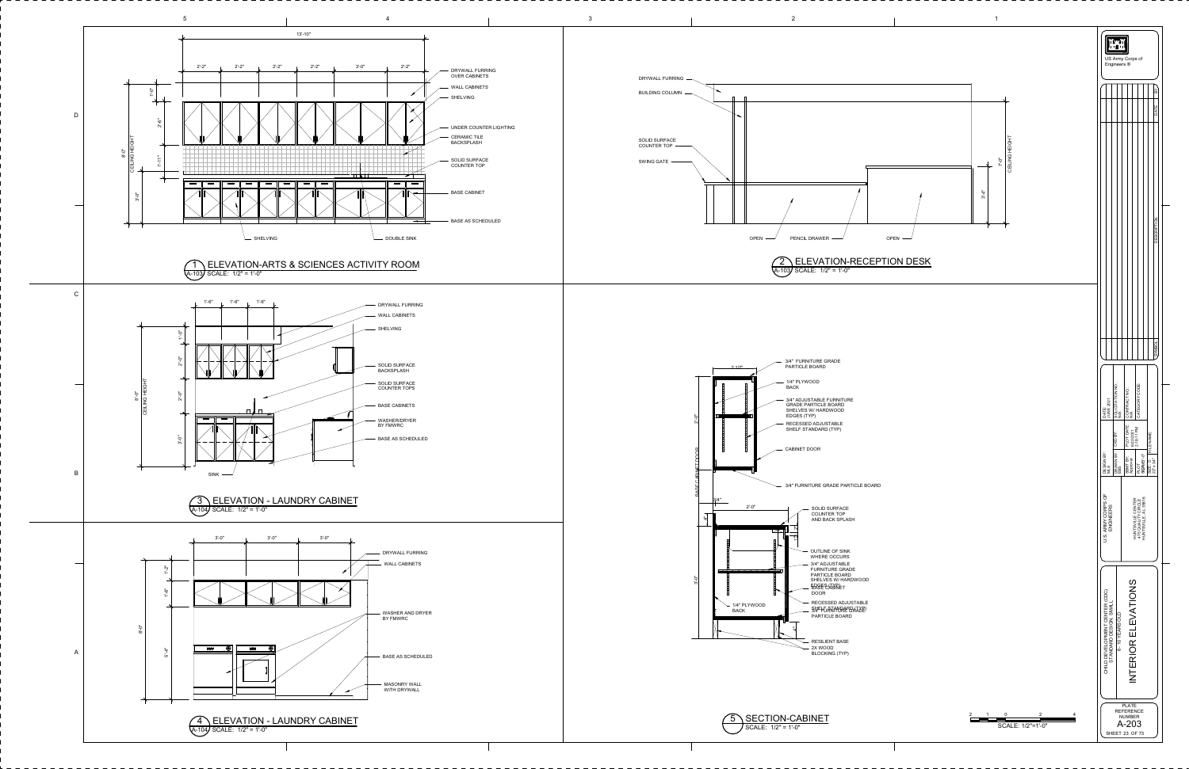# INTERIOR ELEVATIONS

## 1 ELEVATION-ARTS & SCIENCES ACTIVITY ROOM
A-103 SCALE: 1/2" = 1'-0"

13'-10"

2'-2" 2'-2" 2'-2" 2'-2" 3'-0" 2'-2"

1'-0" 2'-6" 1'-11" 3'-0"

8'-0" CEILING HEIGHT

- DRYWALL FURRING OVER CABINETS
- WALL CABINETS
- SHELVING
- UNDER COUNTER LIGHTING
- CERAMIC TILE BACKSPLASH
- SOLID SURFACE COUNTER TOP
- BASE CABINET
- BASE AS SCHEDULED
- SHELVING
- DOUBLE SINK

## 2 ELEVATION-RECEPTION DESK
A-103 SCALE: 1/2" = 1'-0"

- DRYWALL FURRING
- BUILDING COLUMN
- SOLID SURFACE COUNTER TOP
- SWING GATE
- OPEN
- PENCIL DRAWER
- OPEN

7'-0" CEILING HEIGHT

3'-6"

## 3 ELEVATION - LAUNDRY CABINET
A-104 SCALE: 1/2" = 1'-0"

1'-6" 1'-6" 1'-6"

1'-0" 2'-0" 2'-0" 3'-0"

8'-0" CEILING HEIGHT

- DRYWALL FURRING
- WALL CABINETS
- SHELVING
- SOLID SURFACE BACKSPLASH
- SOLID SURFACE COUNTER TOPS
- BASE CABINETS
- WASHER/DRYER BY FMWRC
- BASE AS SCHEDULED
- SINK

## 4 ELEVATION - LAUNDRY CABINET
A-104 SCALE: 1/2" = 1'-0"

3'-0" 3'-0" 3'-0"

1'-2" 1'-6" 5'-4"

8'-0"

- DRYWALL FURRING
- WALL CABINETS
- WASHER AND DRYER BY FMWRC
- BASE AS SCHEDULED
- MASONRY WALL WITH DRYWALL

## 5 SECTION-CABINET
SCALE: 1/2" = 1'-0"

1'-1/2"

2'-0"

BASE CABINET DOOR

3/4"

2'-0"

3'-0"

- 3/4" FURNITURE GRADE PARTICLE BOARD
- 1/4" PLYWOOD BACK
- 3/4" ADJUSTABLE FURNITURE GRADE PARTICLE BOARD SHELVES W/ HARDWOOD EDGES (TYP)
- RECESSED ADJUSTABLE SHELF STANDARD (TYP)
- CABINET DOOR
- 3/4" FURNITURE GRADE PARTICLE BOARD
- SOLID SURFACE COUNTER TOP AND BACK SPLASH
- OUTLINE OF SINK WHERE OCCURS
- 3/4" ADJUSTABLE FURNITURE GRADE PARTICLE BOARD SHELVES W/ HARDWOOD EDGES (TYP)
- BASE CABINET DOOR
- RECESSED ADJUSTABLE SHELF STANDARD (TYP)
- 3/4" FURNITURE GRADE PARTICLE BOARD
- 1/4" PLYWOOD BACK
- RESILIENT BASE
- 2X WOOD BLOCKING (TYP)

SCALE: 1/2"=1'-0"

---

US Army Corps of Engineers ®

U.S. ARMY CORPS OF ENGINEERS

HUNTSVILLE CENTER
4820 UNIVERSITY SQUARE
HUNTSVILLE, AL 35816

DESIGNED BY: | DRAWN BY: | CKD BY: | SBMT BY: | PLOT DATE: | FILE NAME: | SIZE: D

DATE: JUNE 2011 | SOLICITATION NO.: N/A | CONTRACT NO.: N/A | CATEGORY CODE:

CHILD DEVELOPMENT CENTER (CDC) STANDARD DESIGN SMALL 6 - 5 YEARS OLD

INTERIOR ELEVATIONS

PLATE REFERENCE NUMBER
A-203
SHEET 23 OF 73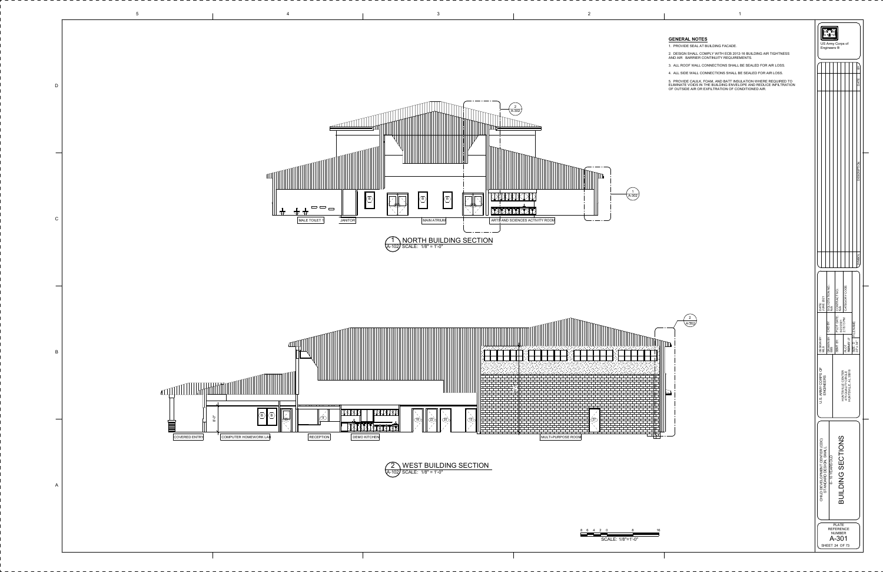## GENERAL NOTES

1. PROVIDE SEAL AT BUILDING FACADE.

2. DESIGN SHALL COMPLY WITH ECB 2012-16 BUILDING AIR TIGHTNESS AND AIR BARRIER CONTINUITY REQUIREMENTS.

3. ALL ROOF WALL CONNECTIONS SHALL BE SEALED FOR AIR LOSS.

4. ALL SIDE WALL CONNECTIONS SHALL BE SEALED FOR AIR LOSS.

5. PROVIDE CAULK, FOAM, AND BATT INSULATION WHERE REQUIRED TO ELIMINATE VOIDS IN THE BUILDING ENVELOPE AND REDUCE INFILTRATION OF OUTSIDE AIR OR EXFILTRATION OF CONDITIONED AIR.

MALE TOILET 1

JANITOR

MAIN ATRIUM

ARTS AND SCIENCES ACTIVITY ROOM

1 A-102 NORTH BUILDING SECTION
SCALE: 1/8" = 1'-0"

COVERED ENTRY

COMPUTER HOMEWORK LAB

RECEPTION

DEMO KITCHEN

MULTI-PURPOSE ROOM

2 A-102 WEST BUILDING SECTION
SCALE: 1/8" = 1'-0"

SCALE: 1/8"=1'-0"

US Army Corps of Engineers ®

U.S. ARMY CORPS OF ENGINEERS

HUNTSVILLE CENTER
4820 UNIVERSITY SQUARE
HUNTSVILLE, AL 35816

CHILD DEVELOPMENT CENTER (CDC)
STANDARD DESIGN, SMALL
6 - 10 YEARS OLD

# BUILDING SECTIONS

PLATE REFERENCE NUMBER
A-301
SHEET 24 OF 73